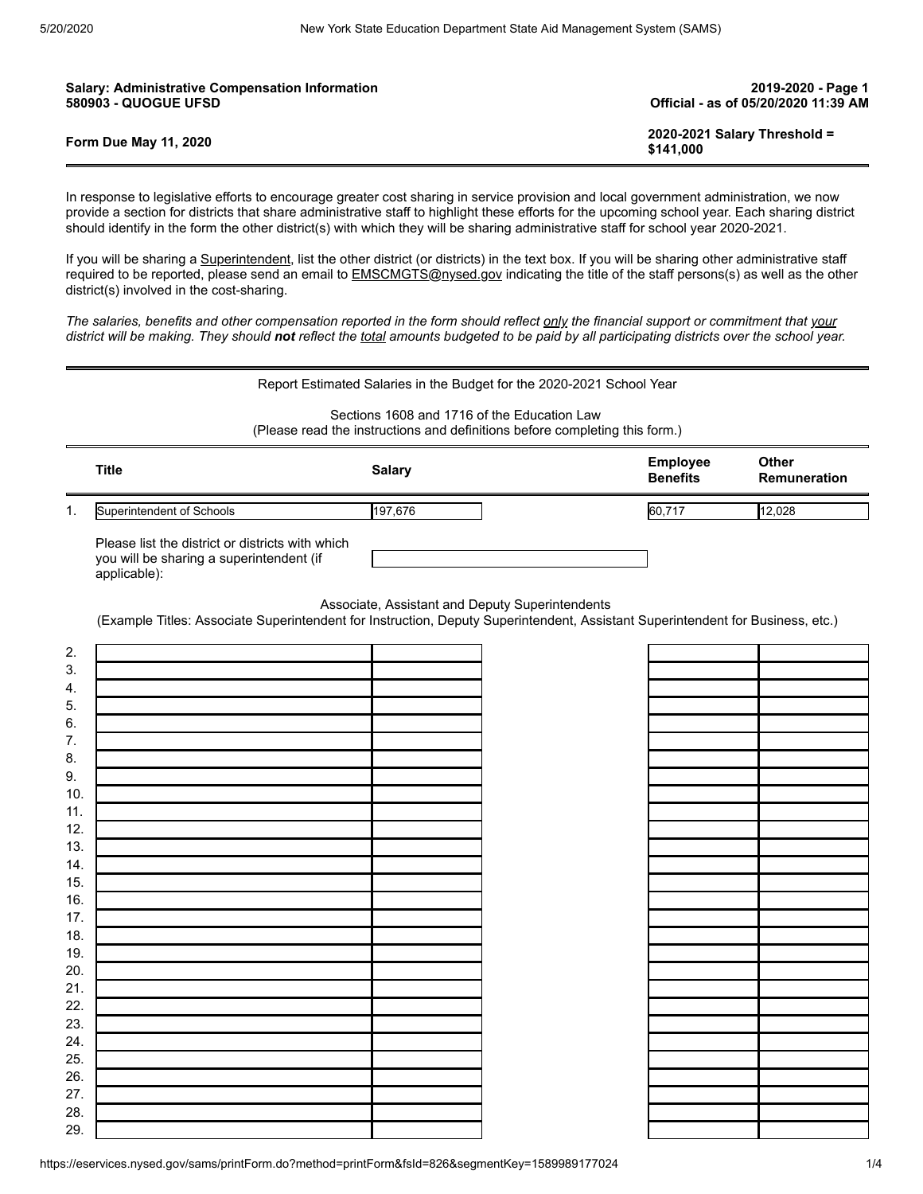**Salary: Administrative Compensation Information**
**580903 - QUOGUE UFSD**

**2019-2020 - Page 1**
**Official - as of 05/20/2020 11:39 AM**

**Form Due May 11, 2020**

**2020-2021 Salary Threshold = $141,000**

---

In response to legislative efforts to encourage greater cost sharing in service provision and local government administration, we now provide a section for districts that share administrative staff to highlight these efforts for the upcoming school year. Each sharing district should identify in the form the other district(s) with which they will be sharing administrative staff for school year 2020-2021.

If you will be sharing a Superintendent, list the other district (or districts) in the text box. If you will be sharing other administrative staff required to be reported, please send an email to EMSCMGTS@nysed.gov indicating the title of the staff persons(s) as well as the other district(s) involved in the cost-sharing.

*The salaries, benefits and other compensation reported in the form should reflect only the financial support or commitment that your district will be making. They should **not** reflect the total amounts budgeted to be paid by all participating districts over the school year.*

---

Report Estimated Salaries in the Budget for the 2020-2021 School Year

Sections 1608 and 1716 of the Education Law
(Please read the instructions and definitions before completing this form.)

| | Title | Salary | Employee Benefits | Other Remuneration |
|---|---|---|---|---|
| 1. | Superintendent of Schools | 197,676 | 60,717 | 12,028 |

Please list the district or districts with which you will be sharing a superintendent (if applicable):

Associate, Assistant and Deputy Superintendents
(Example Titles: Associate Superintendent for Instruction, Deputy Superintendent, Assistant Superintendent for Business, etc.)

| | Title | Salary | Employee Benefits | Other Remuneration |
|---|---|---|---|---|
| 2. | | | | |
| 3. | | | | |
| 4. | | | | |
| 5. | | | | |
| 6. | | | | |
| 7. | | | | |
| 8. | | | | |
| 9. | | | | |
| 10. | | | | |
| 11. | | | | |
| 12. | | | | |
| 13. | | | | |
| 14. | | | | |
| 15. | | | | |
| 16. | | | | |
| 17. | | | | |
| 18. | | | | |
| 19. | | | | |
| 20. | | | | |
| 21. | | | | |
| 22. | | | | |
| 23. | | | | |
| 24. | | | | |
| 25. | | | | |
| 26. | | | | |
| 27. | | | | |
| 28. | | | | |
| 29. | | | | |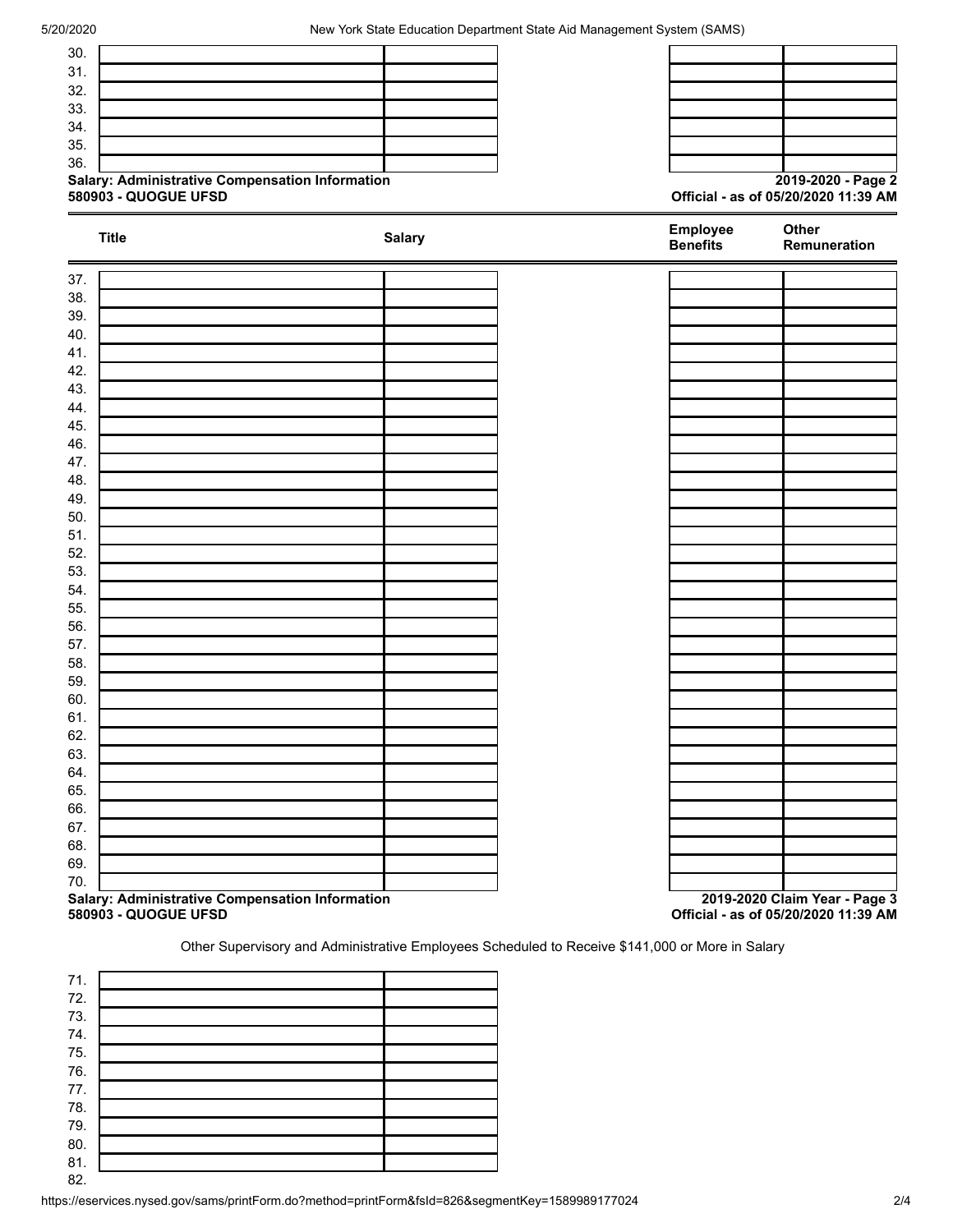| | Title | Salary | Employee Benefits | Other Remuneration |
|---|---|---|---|---|
| 30. | | | | |
| 31. | | | | |
| 32. | | | | |
| 33. | | | | |
| 34. | | | | |
| 35. | | | | |
| 36. | | | | |

**Salary: Administrative Compensation Information**
**580903 - QUOGUE UFSD**

**2019-2020 - Page 2**
**Official - as of 05/20/2020 11:39 AM**

| | Title | Salary | Employee Benefits | Other Remuneration |
|---|---|---|---|---|
| 37. | | | | |
| 38. | | | | |
| 39. | | | | |
| 40. | | | | |
| 41. | | | | |
| 42. | | | | |
| 43. | | | | |
| 44. | | | | |
| 45. | | | | |
| 46. | | | | |
| 47. | | | | |
| 48. | | | | |
| 49. | | | | |
| 50. | | | | |
| 51. | | | | |
| 52. | | | | |
| 53. | | | | |
| 54. | | | | |
| 55. | | | | |
| 56. | | | | |
| 57. | | | | |
| 58. | | | | |
| 59. | | | | |
| 60. | | | | |
| 61. | | | | |
| 62. | | | | |
| 63. | | | | |
| 64. | | | | |
| 65. | | | | |
| 66. | | | | |
| 67. | | | | |
| 68. | | | | |
| 69. | | | | |
| 70. | | | | |

**Salary: Administrative Compensation Information**
**580903 - QUOGUE UFSD**

**2019-2020 Claim Year - Page 3**
**Official - as of 05/20/2020 11:39 AM**

Other Supervisory and Administrative Employees Scheduled to Receive $141,000 or More in Salary

| | Title | Salary |
|---|---|---|
| 71. | | |
| 72. | | |
| 73. | | |
| 74. | | |
| 75. | | |
| 76. | | |
| 77. | | |
| 78. | | |
| 79. | | |
| 80. | | |
| 81. | | |
| 82. | | |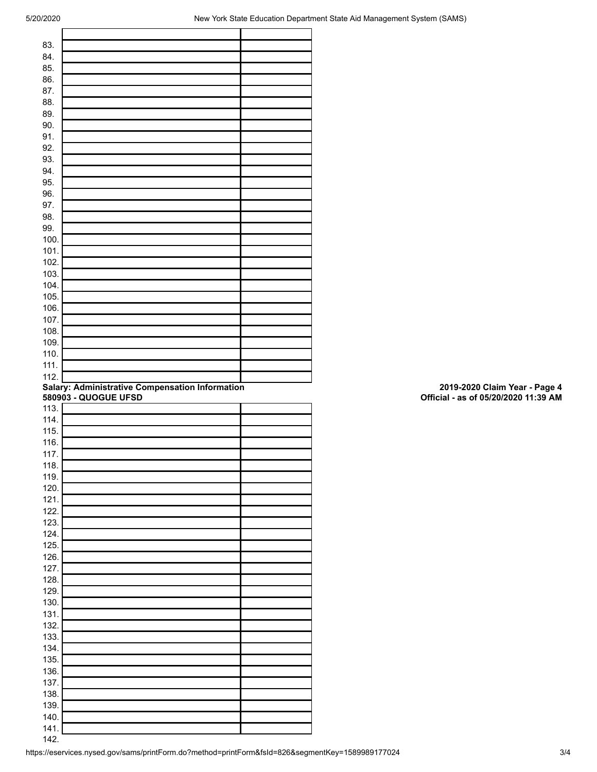| | | |
|---|---|---|
| | | |
| 83. | | |
| 84. | | |
| 85. | | |
| 86. | | |
| 87. | | |
| 88. | | |
| 89. | | |
| 90. | | |
| 91. | | |
| 92. | | |
| 93. | | |
| 94. | | |
| 95. | | |
| 96. | | |
| 97. | | |
| 98. | | |
| 99. | | |
| 100. | | |
| 101. | | |
| 102. | | |
| 103. | | |
| 104. | | |
| 105. | | |
| 106. | | |
| 107. | | |
| 108. | | |
| 109. | | |
| 110. | | |
| 111. | | |
| 112. | | |

**Salary: Administrative Compensation Information**
**580903 - QUOGUE UFSD**

**2019-2020 Claim Year - Page 4**
**Official - as of 05/20/2020 11:39 AM**

| | | |
|---|---|---|
| 113. | | |
| 114. | | |
| 115. | | |
| 116. | | |
| 117. | | |
| 118. | | |
| 119. | | |
| 120. | | |
| 121. | | |
| 122. | | |
| 123. | | |
| 124. | | |
| 125. | | |
| 126. | | |
| 127. | | |
| 128. | | |
| 129. | | |
| 130. | | |
| 131. | | |
| 132. | | |
| 133. | | |
| 134. | | |
| 135. | | |
| 136. | | |
| 137. | | |
| 138. | | |
| 139. | | |
| 140. | | |
| 141. | | |
| 142. | | |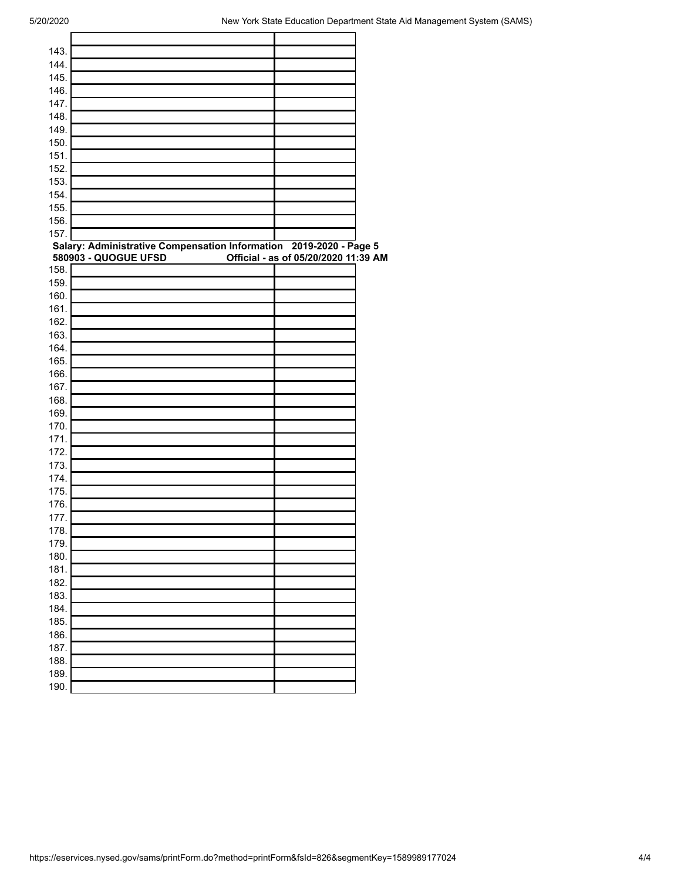| | | |
|---|---|---|
| | | |
| 143. | | |
| 144. | | |
| 145. | | |
| 146. | | |
| 147. | | |
| 148. | | |
| 149. | | |
| 150. | | |
| 151. | | |
| 152. | | |
| 153. | | |
| 154. | | |
| 155. | | |
| 156. | | |
| 157. | | |

**Salary: Administrative Compensation Information 2019-2020 - Page 5**
**580903 - QUOGUE UFSD Official - as of 05/20/2020 11:39 AM**

| | | |
|---|---|---|
| 158. | | |
| 159. | | |
| 160. | | |
| 161. | | |
| 162. | | |
| 163. | | |
| 164. | | |
| 165. | | |
| 166. | | |
| 167. | | |
| 168. | | |
| 169. | | |
| 170. | | |
| 171. | | |
| 172. | | |
| 173. | | |
| 174. | | |
| 175. | | |
| 176. | | |
| 177. | | |
| 178. | | |
| 179. | | |
| 180. | | |
| 181. | | |
| 182. | | |
| 183. | | |
| 184. | | |
| 185. | | |
| 186. | | |
| 187. | | |
| 188. | | |
| 189. | | |
| 190. | | |